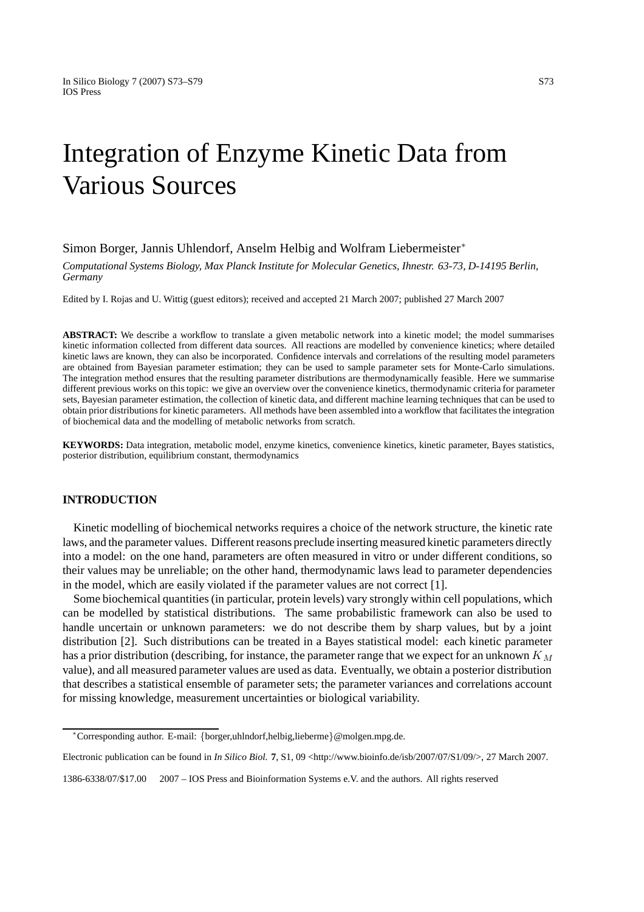# Integration of Enzyme Kinetic Data from Various Sources

Simon Borger, Jannis Uhlendorf, Anselm Helbig and Wolfram Liebermeister*

*Computational Systems Biology, Max Planck Institute for Molecular Genetics, Ihnestr. 63-73, D-14195 Berlin, Germany*

Edited by I. Rojas and U. Wittig (guest editors); received and accepted 21 March 2007; published 27 March 2007

**ABSTRACT:** We describe a workflow to translate a given metabolic network into a kinetic model; the model summarises kinetic information collected from different data sources. All reactions are modelled by convenience kinetics; where detailed kinetic laws are known, they can also be incorporated. Confidence intervals and correlations of the resulting model parameters are obtained from Bayesian parameter estimation; they can be used to sample parameter sets for Monte-Carlo simulations. The integration method ensures that the resulting parameter distributions are thermodynamically feasible. Here we summarise different previous works on this topic: we give an overview over the convenience kinetics, thermodynamic criteria for parameter sets, Bayesian parameter estimation, the collection of kinetic data, and different machine learning techniques that can be used to obtain prior distributions for kinetic parameters. All methods have been assembled into a workflow that facilitates the integration of biochemical data and the modelling of metabolic networks from scratch.

**KEYWORDS:** Data integration, metabolic model, enzyme kinetics, convenience kinetics, kinetic parameter, Bayes statistics, posterior distribution, equilibrium constant, thermodynamics

## INTRODUCTION

Kinetic modelling of biochemical networks requires a choice of the network structure, the kinetic rate laws, and the parameter values. Different reasons preclude inserting measured kinetic parameters directly into a model: on the one hand, parameters are often measured in vitro or under different conditions, so their values may be unreliable; on the other hand, thermodynamic laws lead to parameter dependencies in the model, which are easily violated if the parameter values are not correct [1].

Some biochemical quantities (in particular, protein levels) vary strongly within cell populations, which can be modelled by statistical distributions. The same probabilistic framework can also be used to handle uncertain or unknown parameters: we do not describe them by sharp values, but by a joint distribution [2]. Such distributions can be treated in a Bayes statistical model: each kinetic parameter has a prior distribution (describing, for instance, the parameter range that we expect for an unknown $K_M$ value), and all measured parameter values are used as data. Eventually, we obtain a posterior distribution that describes a statistical ensemble of parameter sets; the parameter variances and correlations account for missing knowledge, measurement uncertainties or biological variability.

*Corresponding author. E-mail: {borger,uhlndorf,helbig,lieberme}@molgen.mpg.de.

Electronic publication can be found in *In Silico Biol.* **7**, S1, 09 <http://www.bioinfo.de/isb/2007/07/S1/09/>, 27 March 2007.

1386-6338/07/$17.00 2007 – IOS Press and Bioinformation Systems e.V. and the authors. All rights reserved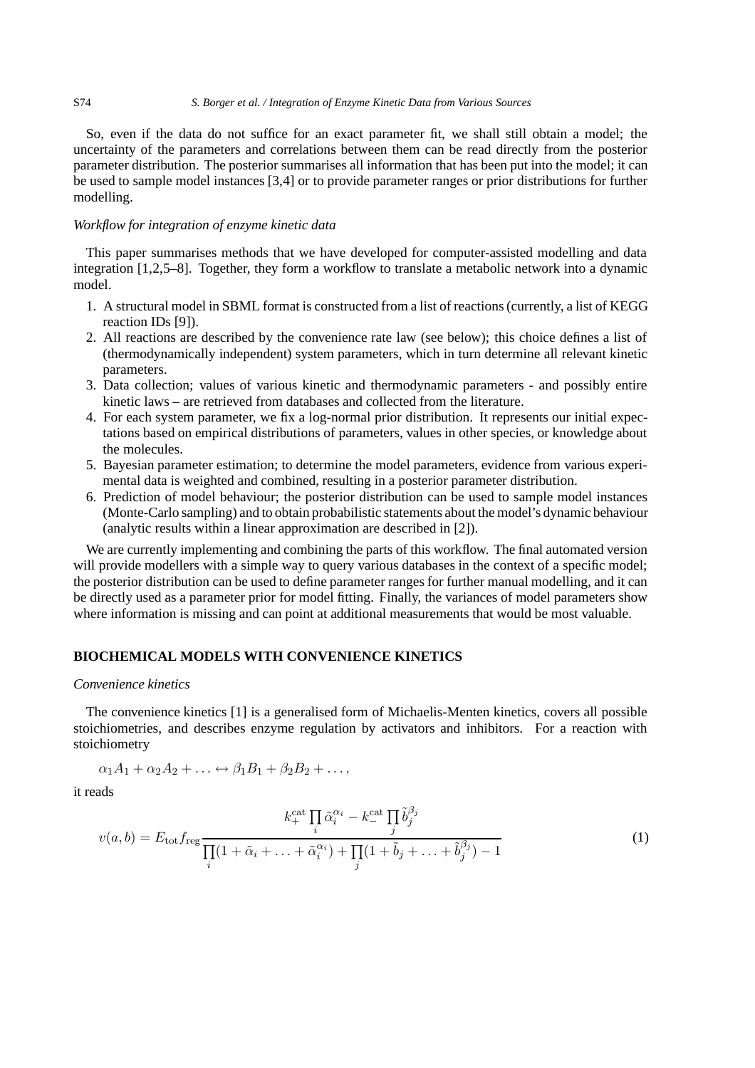So, even if the data do not suffice for an exact parameter fit, we shall still obtain a model; the uncertainty of the parameters and correlations between them can be read directly from the posterior parameter distribution. The posterior summarises all information that has been put into the model; it can be used to sample model instances [3,4] or to provide parameter ranges or prior distributions for further modelling.

*Workflow for integration of enzyme kinetic data*

This paper summarises methods that we have developed for computer-assisted modelling and data integration [1,2,5–8]. Together, they form a workflow to translate a metabolic network into a dynamic model.

1. A structural model in SBML format is constructed from a list of reactions (currently, a list of KEGG reaction IDs [9]).
2. All reactions are described by the convenience rate law (see below); this choice defines a list of (thermodynamically independent) system parameters, which in turn determine all relevant kinetic parameters.
3. Data collection; values of various kinetic and thermodynamic parameters - and possibly entire kinetic laws – are retrieved from databases and collected from the literature.
4. For each system parameter, we fix a log-normal prior distribution. It represents our initial expectations based on empirical distributions of parameters, values in other species, or knowledge about the molecules.
5. Bayesian parameter estimation; to determine the model parameters, evidence from various experimental data is weighted and combined, resulting in a posterior parameter distribution.
6. Prediction of model behaviour; the posterior distribution can be used to sample model instances (Monte-Carlo sampling) and to obtain probabilistic statements about the model's dynamic behaviour (analytic results within a linear approximation are described in [2]).

We are currently implementing and combining the parts of this workflow. The final automated version will provide modellers with a simple way to query various databases in the context of a specific model; the posterior distribution can be used to define parameter ranges for further manual modelling, and it can be directly used as a parameter prior for model fitting. Finally, the variances of model parameters show where information is missing and can point at additional measurements that would be most valuable.

## BIOCHEMICAL MODELS WITH CONVENIENCE KINETICS

*Convenience kinetics*

The convenience kinetics [1] is a generalised form of Michaelis-Menten kinetics, covers all possible stoichiometries, and describes enzyme regulation by activators and inhibitors. For a reaction with stoichiometry

$$\alpha_1 A_1 + \alpha_2 A_2 + \ldots \leftrightarrow \beta_1 B_1 + \beta_2 B_2 + \ldots,$$

it reads

$$v(a,b) = E_{\mathrm{tot}} f_{\mathrm{reg}} \frac{k_{+}^{\mathrm{cat}} \prod_i \tilde{\alpha}_i^{\alpha_i} - k_{-}^{\mathrm{cat}} \prod_j \tilde{b}_j^{\beta_j}}{\prod_i (1 + \tilde{\alpha}_i + \ldots + \tilde{\alpha}_i^{\alpha_i}) + \prod_j (1 + \tilde{b}_j + \ldots + \tilde{b}_j^{\beta_j}) - 1} \tag{1}$$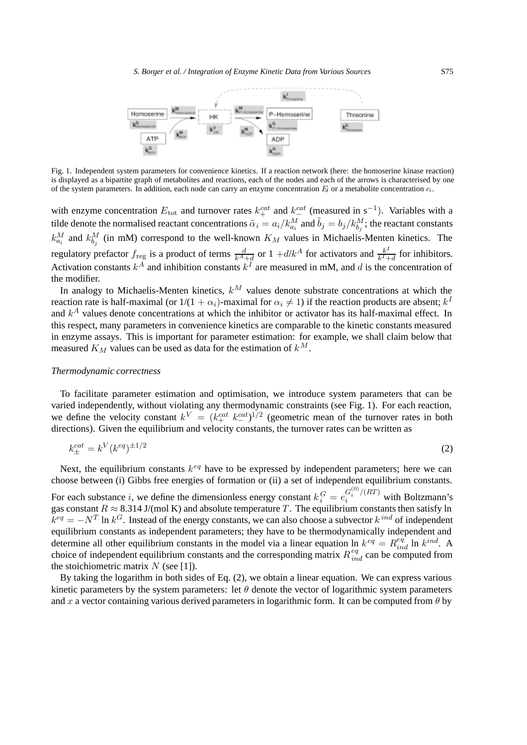Fig. 1. Independent system parameters for convenience kinetics. If a reaction network (here: the homoserine kinase reaction) is displayed as a bipartite graph of metabolites and reactions, each of the nodes and each of the arrows is characterised by one of the system parameters. In addition, each node can carry an enzyme concentration $E_l$ or a metabolite concentration $c_i$.

with enzyme concentration $E_{\mathrm{tot}}$ and turnover rates $k_{+}^{cat}$ and $k_{-}^{cat}$ (measured in $\mathrm{s}^{-1}$). Variables with a tilde denote the normalised reactant concentrations $\tilde{\alpha}_i = a_i/k_{a_i}^M$ and $\tilde{b}_j = b_j/k_{b_j}^M$; the reactant constants $k_{a_i}^M$ and $k_{b_j}^M$ (in mM) correspond to the well-known $K_M$ values in Michaelis-Menten kinetics. The regulatory prefactor $f_{\mathrm{reg}}$ is a product of terms $\frac{d}{k^A+d}$ or $1 + d/k^A$ for activators and $\frac{k^I}{k^I+d}$ for inhibitors. Activation constants $k^A$ and inhibition constants $k^I$ are measured in mM, and $d$ is the concentration of the modifier.

In analogy to Michaelis-Menten kinetics, $k^M$ values denote substrate concentrations at which the reaction rate is half-maximal (or $1/(1+\alpha_i)$-maximal for $\alpha_i \neq 1$) if the reaction products are absent; $k^I$ and $k^A$ values denote concentrations at which the inhibitor or activator has its half-maximal effect. In this respect, many parameters in convenience kinetics are comparable to the kinetic constants measured in enzyme assays. This is important for parameter estimation: for example, we shall claim below that measured $K_M$ values can be used as data for the estimation of $k^M$.

*Thermodynamic correctness*

To facilitate parameter estimation and optimisation, we introduce system parameters that can be varied independently, without violating any thermodynamic constraints (see Fig. 1). For each reaction, we define the velocity constant $k^V = (k_{+}^{cat}\ k_{-}^{cat})^{1/2}$ (geometric mean of the turnover rates in both directions). Given the equilibrium and velocity constants, the turnover rates can be written as

$$k_{\pm}^{cat} = k^V (k^{eq})^{\pm 1/2} \tag{2}$$

Next, the equilibrium constants $k^{eq}$ have to be expressed by independent parameters; here we can choose between (i) Gibbs free energies of formation or (ii) a set of independent equilibrium constants. For each substance $i$, we define the dimensionless energy constant $k_i^G = e_i^{G_i^{(0)}/(RT)}$ with Boltzmann's gas constant $R \approx 8.314$ J/(mol K) and absolute temperature $T$. The equilibrium constants then satisfy $\ln k^{eq} = -N^T \ln k^G$. Instead of the energy constants, we can also choose a subvector $k^{ind}$ of independent equilibrium constants as independent parameters; they have to be thermodynamically independent and determine all other equilibrium constants in the model via a linear equation $\ln k^{eq} = R_{ind}^{eq} \ln k^{ind}$. A choice of independent equilibrium constants and the corresponding matrix $R_{ind}^{eq}$ can be computed from the stoichiometric matrix $N$ (see [1]).

By taking the logarithm in both sides of Eq. (2), we obtain a linear equation. We can express various kinetic parameters by the system parameters: let $\theta$ denote the vector of logarithmic system parameters and $x$ a vector containing various derived parameters in logarithmic form. It can be computed from $\theta$ by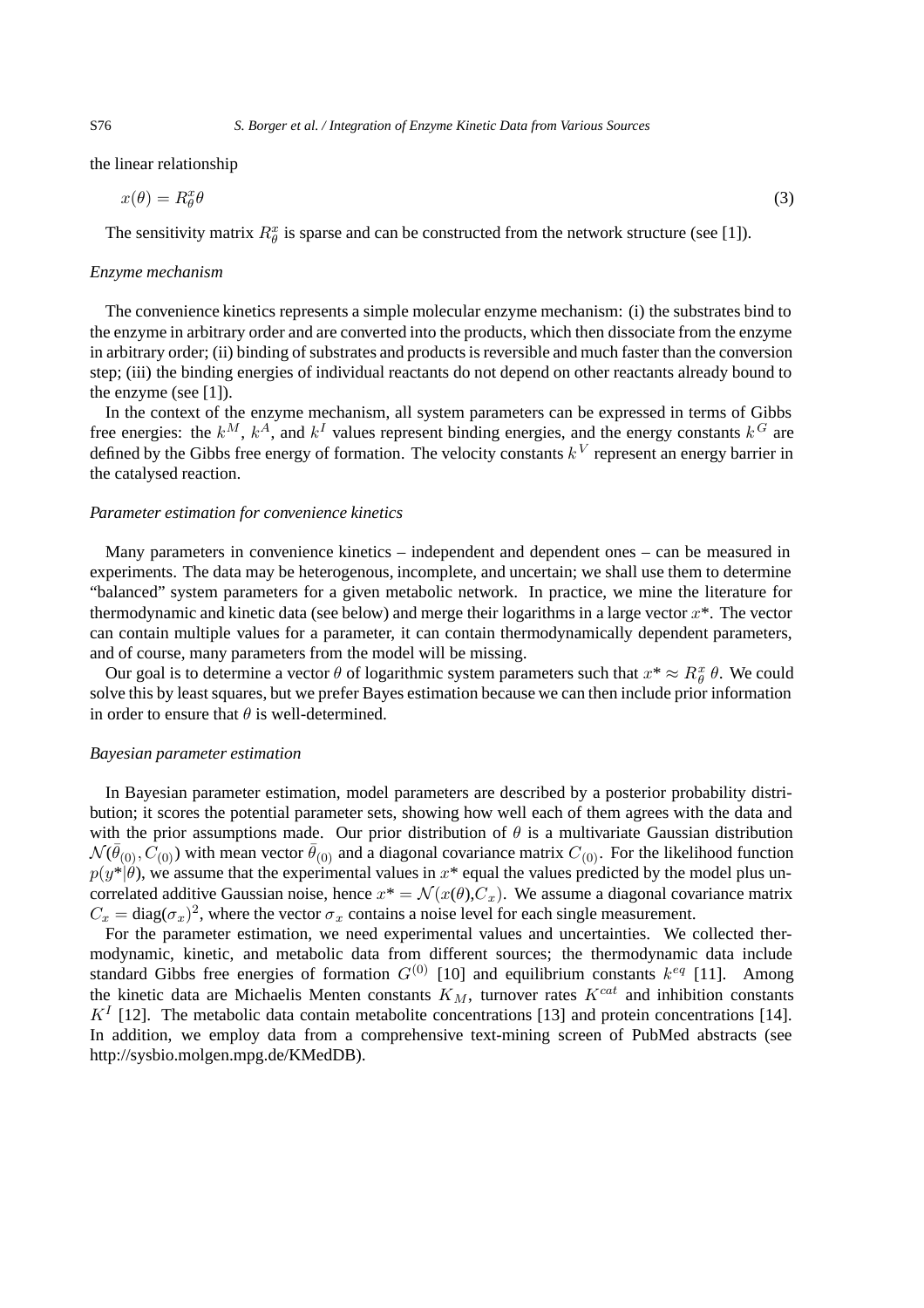the linear relationship

$$x(\theta) = R^x_\theta \theta \tag{3}$$

The sensitivity matrix $R^x_\theta$ is sparse and can be constructed from the network structure (see [1]).

*Enzyme mechanism*

The convenience kinetics represents a simple molecular enzyme mechanism: (i) the substrates bind to the enzyme in arbitrary order and are converted into the products, which then dissociate from the enzyme in arbitrary order; (ii) binding of substrates and products is reversible and much faster than the conversion step; (iii) the binding energies of individual reactants do not depend on other reactants already bound to the enzyme (see [1]).

In the context of the enzyme mechanism, all system parameters can be expressed in terms of Gibbs free energies: the $k^M$, $k^A$, and $k^I$ values represent binding energies, and the energy constants $k^G$ are defined by the Gibbs free energy of formation. The velocity constants $k^V$ represent an energy barrier in the catalysed reaction.

*Parameter estimation for convenience kinetics*

Many parameters in convenience kinetics – independent and dependent ones – can be measured in experiments. The data may be heterogenous, incomplete, and uncertain; we shall use them to determine "balanced" system parameters for a given metabolic network. In practice, we mine the literature for thermodynamic and kinetic data (see below) and merge their logarithms in a large vector $x^*$. The vector can contain multiple values for a parameter, it can contain thermodynamically dependent parameters, and of course, many parameters from the model will be missing.

Our goal is to determine a vector $\theta$ of logarithmic system parameters such that $x^* \approx R^x_\theta \, \theta$. We could solve this by least squares, but we prefer Bayes estimation because we can then include prior information in order to ensure that $\theta$ is well-determined.

*Bayesian parameter estimation*

In Bayesian parameter estimation, model parameters are described by a posterior probability distribution; it scores the potential parameter sets, showing how well each of them agrees with the data and with the prior assumptions made. Our prior distribution of $\theta$ is a multivariate Gaussian distribution $\mathcal{N}(\bar{\theta}_{(0)}, C_{(0)})$ with mean vector $\bar{\theta}_{(0)}$ and a diagonal covariance matrix $C_{(0)}$. For the likelihood function $p(y^*|\theta)$, we assume that the experimental values in $x^*$ equal the values predicted by the model plus uncorrelated additive Gaussian noise, hence $x^* = \mathcal{N}(x(\theta), C_x)$. We assume a diagonal covariance matrix $C_x = \text{diag}(\sigma_x)^2$, where the vector $\sigma_x$ contains a noise level for each single measurement.

For the parameter estimation, we need experimental values and uncertainties. We collected thermodynamic, kinetic, and metabolic data from different sources; the thermodynamic data include standard Gibbs free energies of formation $G^{(0)}$ [10] and equilibrium constants $k^{eq}$ [11]. Among the kinetic data are Michaelis Menten constants $K_M$, turnover rates $K^{cat}$ and inhibition constants $K^I$ [12]. The metabolic data contain metabolite concentrations [13] and protein concentrations [14]. In addition, we employ data from a comprehensive text-mining screen of PubMed abstracts (see http://sysbio.molgen.mpg.de/KMedDB).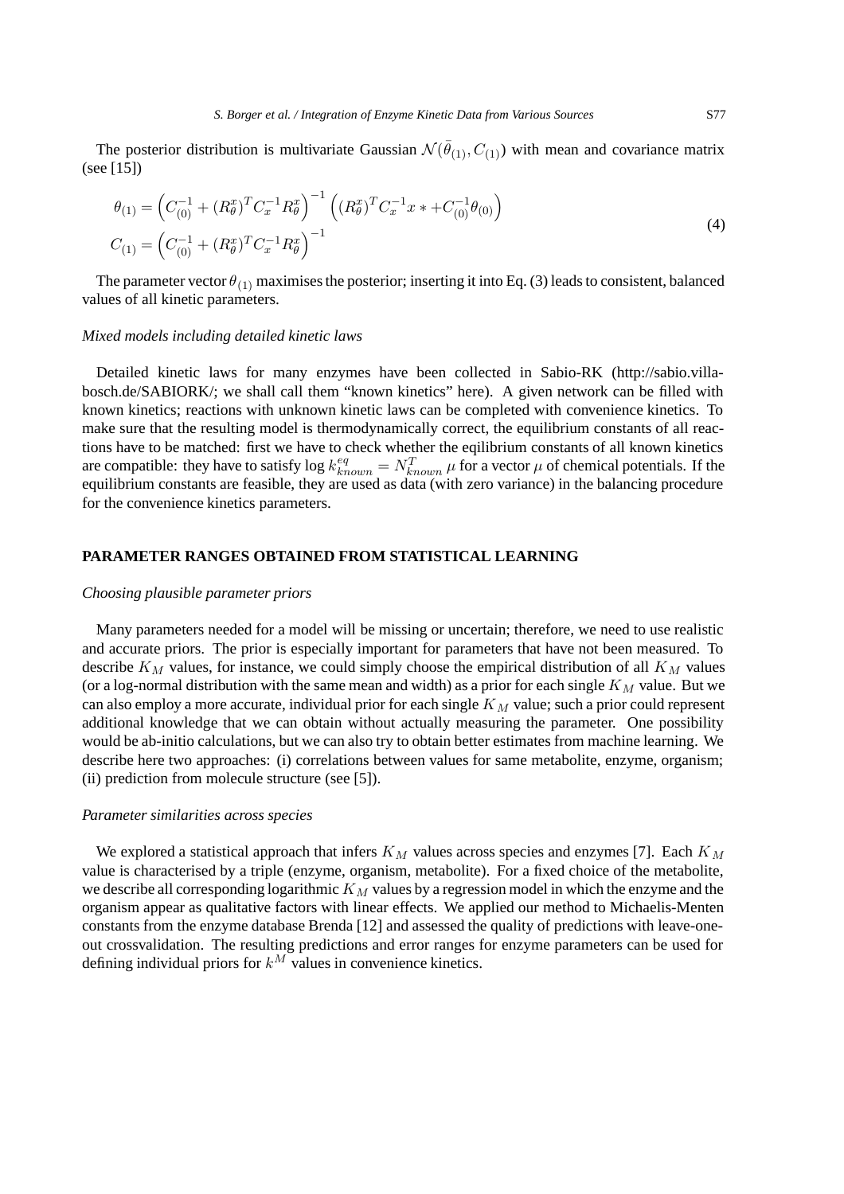The posterior distribution is multivariate Gaussian $\mathcal{N}(\bar{\theta}_{(1)}, C_{(1)})$ with mean and covariance matrix (see [15])

$$
\begin{aligned}
\theta_{(1)} &= \left(C_{(0)}^{-1} + (R_\theta^x)^T C_x^{-1} R_\theta^x\right)^{-1} \left((R_\theta^x)^T C_x^{-1} x * + C_{(0)}^{-1}\theta_{(0)}\right) \\
C_{(1)} &= \left(C_{(0)}^{-1} + (R_\theta^x)^T C_x^{-1} R_\theta^x\right)^{-1}
\end{aligned}
\tag{4}
$$

The parameter vector $\theta_{(1)}$ maximises the posterior; inserting it into Eq. (3) leads to consistent, balanced values of all kinetic parameters.

*Mixed models including detailed kinetic laws*

Detailed kinetic laws for many enzymes have been collected in Sabio-RK (http://sabio.villa-bosch.de/SABIORK/; we shall call them "known kinetics" here). A given network can be filled with known kinetics; reactions with unknown kinetic laws can be completed with convenience kinetics. To make sure that the resulting model is thermodynamically correct, the equilibrium constants of all reactions have to be matched: first we have to check whether the eqilibrium constants of all known kinetics are compatible: they have to satisfy $\log k_{known}^{eq} = N_{known}^T \mu$ for a vector $\mu$ of chemical potentials. If the equilibrium constants are feasible, they are used as data (with zero variance) in the balancing procedure for the convenience kinetics parameters.

## PARAMETER RANGES OBTAINED FROM STATISTICAL LEARNING

*Choosing plausible parameter priors*

Many parameters needed for a model will be missing or uncertain; therefore, we need to use realistic and accurate priors. The prior is especially important for parameters that have not been measured. To describe $K_M$ values, for instance, we could simply choose the empirical distribution of all $K_M$ values (or a log-normal distribution with the same mean and width) as a prior for each single $K_M$ value. But we can also employ a more accurate, individual prior for each single $K_M$ value; such a prior could represent additional knowledge that we can obtain without actually measuring the parameter. One possibility would be ab-initio calculations, but we can also try to obtain better estimates from machine learning. We describe here two approaches: (i) correlations between values for same metabolite, enzyme, organism; (ii) prediction from molecule structure (see [5]).

*Parameter similarities across species*

We explored a statistical approach that infers $K_M$ values across species and enzymes [7]. Each $K_M$ value is characterised by a triple (enzyme, organism, metabolite). For a fixed choice of the metabolite, we describe all corresponding logarithmic $K_M$ values by a regression model in which the enzyme and the organism appear as qualitative factors with linear effects. We applied our method to Michaelis-Menten constants from the enzyme database Brenda [12] and assessed the quality of predictions with leave-one-out crossvalidation. The resulting predictions and error ranges for enzyme parameters can be used for defining individual priors for $k^M$ values in convenience kinetics.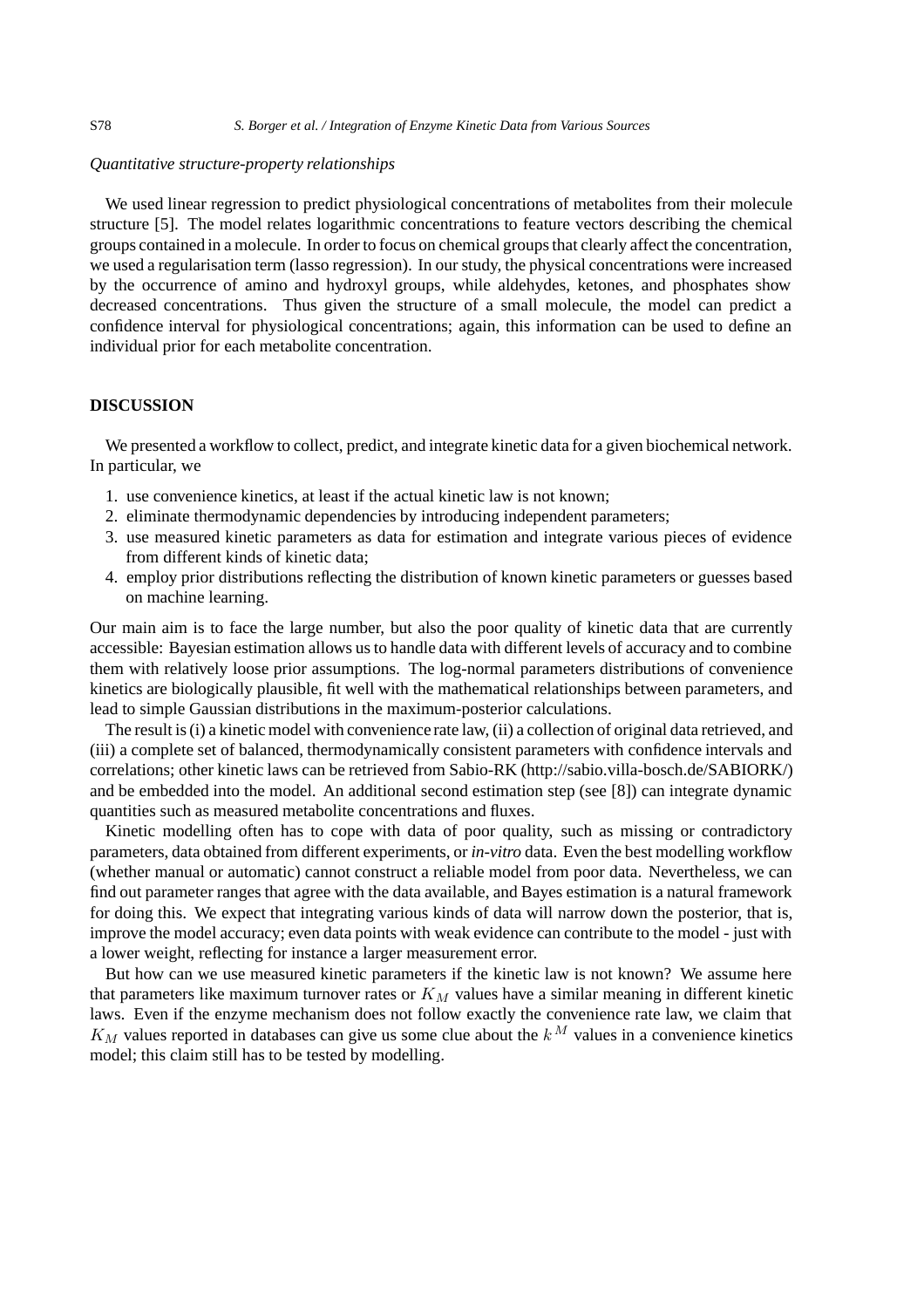*Quantitative structure-property relationships*

We used linear regression to predict physiological concentrations of metabolites from their molecule structure [5]. The model relates logarithmic concentrations to feature vectors describing the chemical groups contained in a molecule. In order to focus on chemical groups that clearly affect the concentration, we used a regularisation term (lasso regression). In our study, the physical concentrations were increased by the occurrence of amino and hydroxyl groups, while aldehydes, ketones, and phosphates show decreased concentrations. Thus given the structure of a small molecule, the model can predict a confidence interval for physiological concentrations; again, this information can be used to define an individual prior for each metabolite concentration.

## DISCUSSION

We presented a workflow to collect, predict, and integrate kinetic data for a given biochemical network. In particular, we

1. use convenience kinetics, at least if the actual kinetic law is not known;
2. eliminate thermodynamic dependencies by introducing independent parameters;
3. use measured kinetic parameters as data for estimation and integrate various pieces of evidence from different kinds of kinetic data;
4. employ prior distributions reflecting the distribution of known kinetic parameters or guesses based on machine learning.

Our main aim is to face the large number, but also the poor quality of kinetic data that are currently accessible: Bayesian estimation allows us to handle data with different levels of accuracy and to combine them with relatively loose prior assumptions. The log-normal parameters distributions of convenience kinetics are biologically plausible, fit well with the mathematical relationships between parameters, and lead to simple Gaussian distributions in the maximum-posterior calculations.

The result is (i) a kinetic model with convenience rate law, (ii) a collection of original data retrieved, and (iii) a complete set of balanced, thermodynamically consistent parameters with confidence intervals and correlations; other kinetic laws can be retrieved from Sabio-RK (http://sabio.villa-bosch.de/SABIORK/) and be embedded into the model. An additional second estimation step (see [8]) can integrate dynamic quantities such as measured metabolite concentrations and fluxes.

Kinetic modelling often has to cope with data of poor quality, such as missing or contradictory parameters, data obtained from different experiments, or *in-vitro* data. Even the best modelling workflow (whether manual or automatic) cannot construct a reliable model from poor data. Nevertheless, we can find out parameter ranges that agree with the data available, and Bayes estimation is a natural framework for doing this. We expect that integrating various kinds of data will narrow down the posterior, that is, improve the model accuracy; even data points with weak evidence can contribute to the model - just with a lower weight, reflecting for instance a larger measurement error.

But how can we use measured kinetic parameters if the kinetic law is not known? We assume here that parameters like maximum turnover rates or $K_M$ values have a similar meaning in different kinetic laws. Even if the enzyme mechanism does not follow exactly the convenience rate law, we claim that $K_M$ values reported in databases can give us some clue about the $k^M$ values in a convenience kinetics model; this claim still has to be tested by modelling.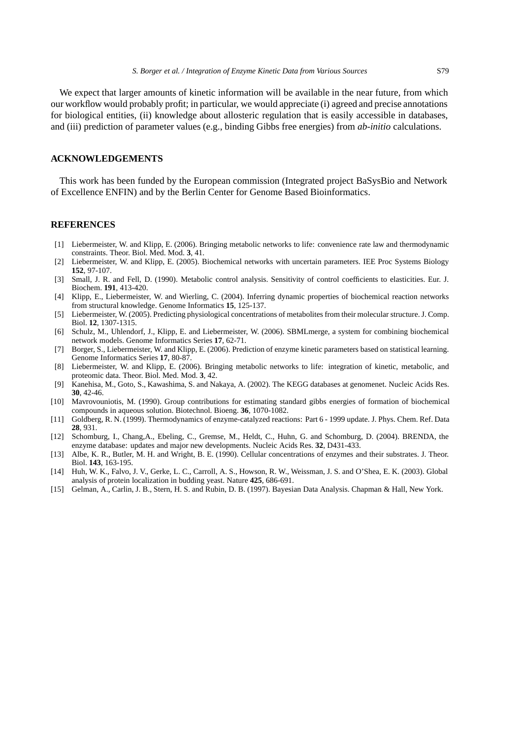We expect that larger amounts of kinetic information will be available in the near future, from which our workflow would probably profit; in particular, we would appreciate (i) agreed and precise annotations for biological entities, (ii) knowledge about allosteric regulation that is easily accessible in databases, and (iii) prediction of parameter values (e.g., binding Gibbs free energies) from *ab-initio* calculations.

## ACKNOWLEDGEMENTS

This work has been funded by the European commission (Integrated project BaSysBio and Network of Excellence ENFIN) and by the Berlin Center for Genome Based Bioinformatics.

## REFERENCES

[1] Liebermeister, W. and Klipp, E. (2006). Bringing metabolic networks to life: convenience rate law and thermodynamic constraints. Theor. Biol. Med. Mod. **3**, 41.

[2] Liebermeister, W. and Klipp, E. (2005). Biochemical networks with uncertain parameters. IEE Proc Systems Biology **152**, 97-107.

[3] Small, J. R. and Fell, D. (1990). Metabolic control analysis. Sensitivity of control coefficients to elasticities. Eur. J. Biochem. **191**, 413-420.

[4] Klipp, E., Liebermeister, W. and Wierling, C. (2004). Inferring dynamic properties of biochemical reaction networks from structural knowledge. Genome Informatics **15**, 125-137.

[5] Liebermeister, W. (2005). Predicting physiological concentrations of metabolites from their molecular structure. J. Comp. Biol. **12**, 1307-1315.

[6] Schulz, M., Uhlendorf, J., Klipp, E. and Liebermeister, W. (2006). SBMLmerge, a system for combining biochemical network models. Genome Informatics Series **17**, 62-71.

[7] Borger, S., Liebermeister, W. and Klipp, E. (2006). Prediction of enzyme kinetic parameters based on statistical learning. Genome Informatics Series **17**, 80-87.

[8] Liebermeister, W. and Klipp, E. (2006). Bringing metabolic networks to life: integration of kinetic, metabolic, and proteomic data. Theor. Biol. Med. Mod. **3**, 42.

[9] Kanehisa, M., Goto, S., Kawashima, S. and Nakaya, A. (2002). The KEGG databases at genomenet. Nucleic Acids Res. **30**, 42-46.

[10] Mavrovouniotis, M. (1990). Group contributions for estimating standard gibbs energies of formation of biochemical compounds in aqueous solution. Biotechnol. Bioeng. **36**, 1070-1082.

[11] Goldberg, R. N. (1999). Thermodynamics of enzyme-catalyzed reactions: Part 6 - 1999 update. J. Phys. Chem. Ref. Data **28**, 931.

[12] Schomburg, I., Chang,A., Ebeling, C., Gremse, M., Heldt, C., Huhn, G. and Schomburg, D. (2004). BRENDA, the enzyme database: updates and major new developments. Nucleic Acids Res. **32**, D431-433.

[13] Albe, K. R., Butler, M. H. and Wright, B. E. (1990). Cellular concentrations of enzymes and their substrates. J. Theor. Biol. **143**, 163-195.

[14] Huh, W. K., Falvo, J. V., Gerke, L. C., Carroll, A. S., Howson, R. W., Weissman, J. S. and O'Shea, E. K. (2003). Global analysis of protein localization in budding yeast. Nature **425**, 686-691.

[15] Gelman, A., Carlin, J. B., Stern, H. S. and Rubin, D. B. (1997). Bayesian Data Analysis. Chapman & Hall, New York.